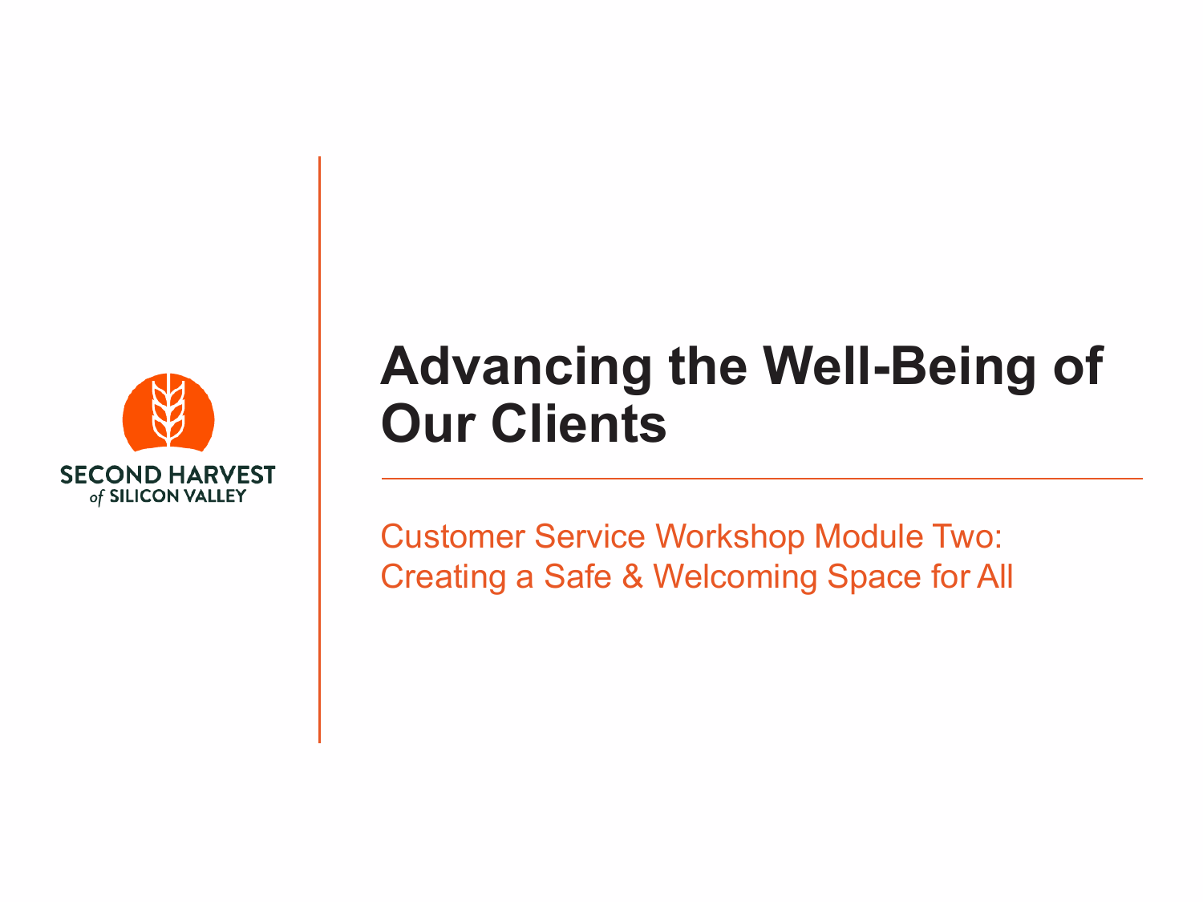SECOND HARVEST
of SILICON VALLEY

# Advancing the Well-Being of Our Clients

Customer Service Workshop Module Two: Creating a Safe & Welcoming Space for All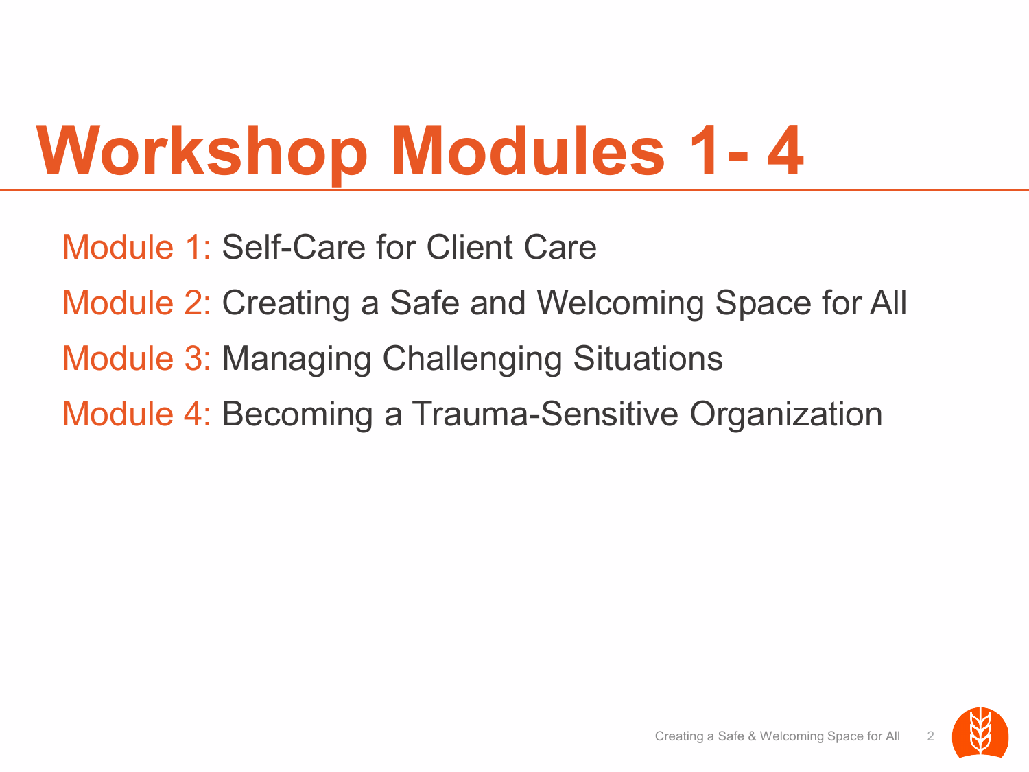# Workshop Modules 1- 4

Module 1: Self-Care for Client Care

Module 2: Creating a Safe and Welcoming Space for All

Module 3: Managing Challenging Situations

Module 4: Becoming a Trauma-Sensitive Organization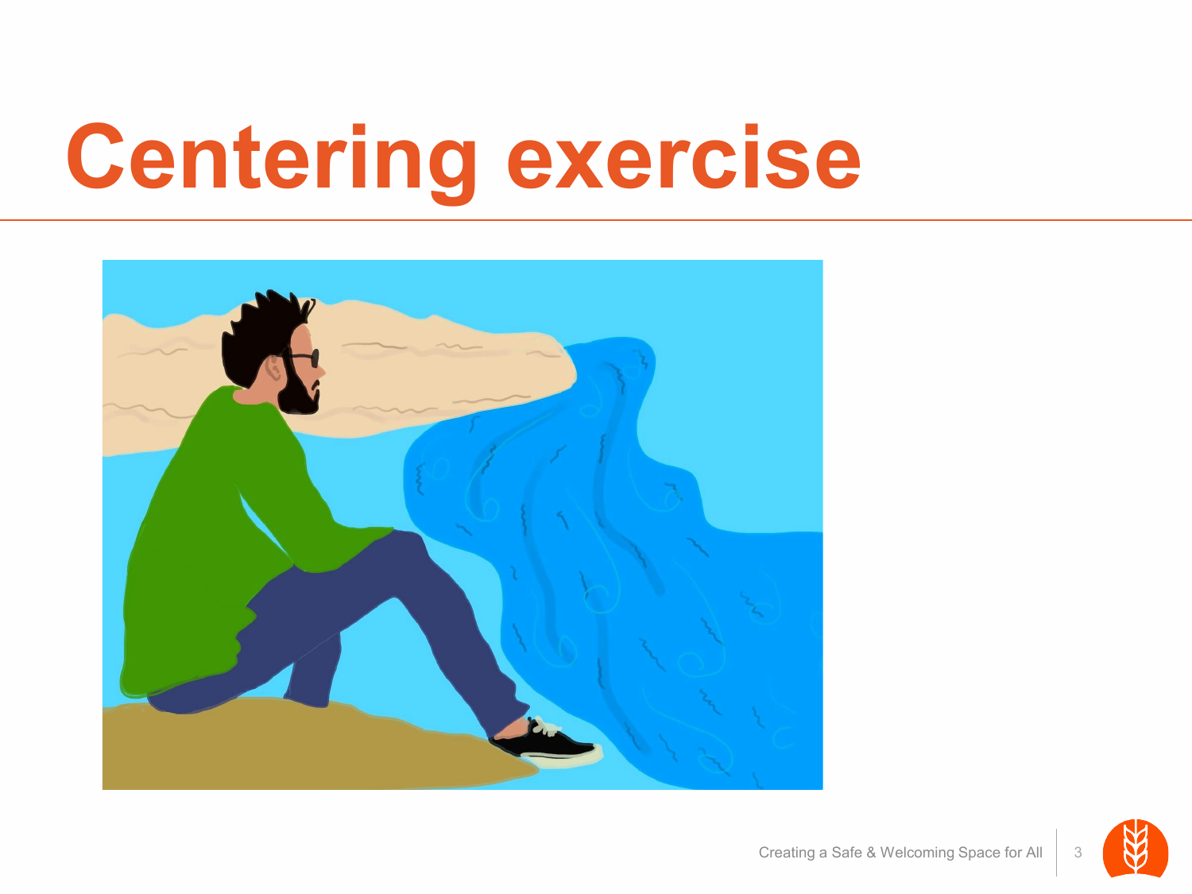# Centering exercise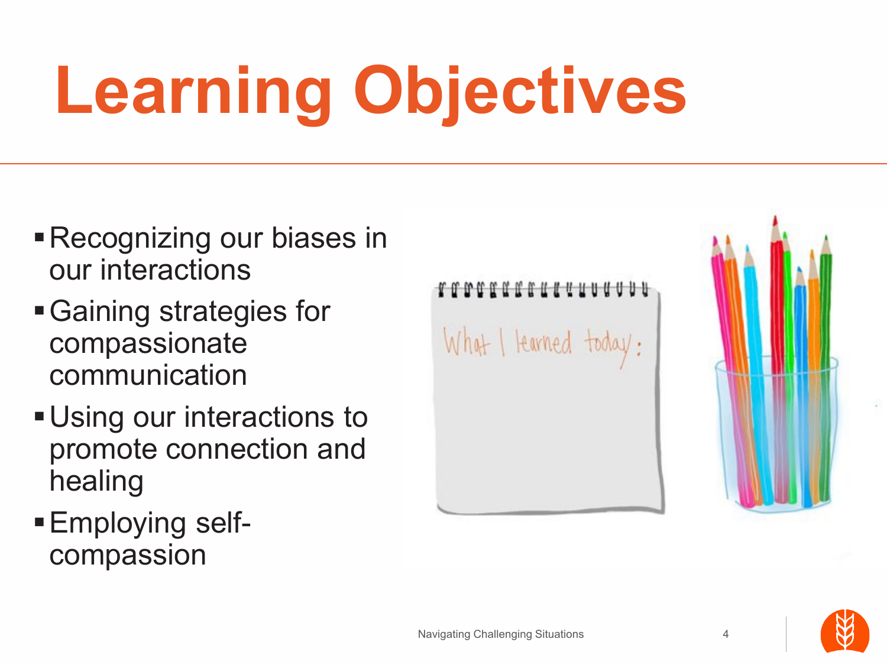# Learning Objectives

- Recognizing our biases in our interactions
- Gaining strategies for compassionate communication
- Using our interactions to promote connection and healing
- Employing self-compassion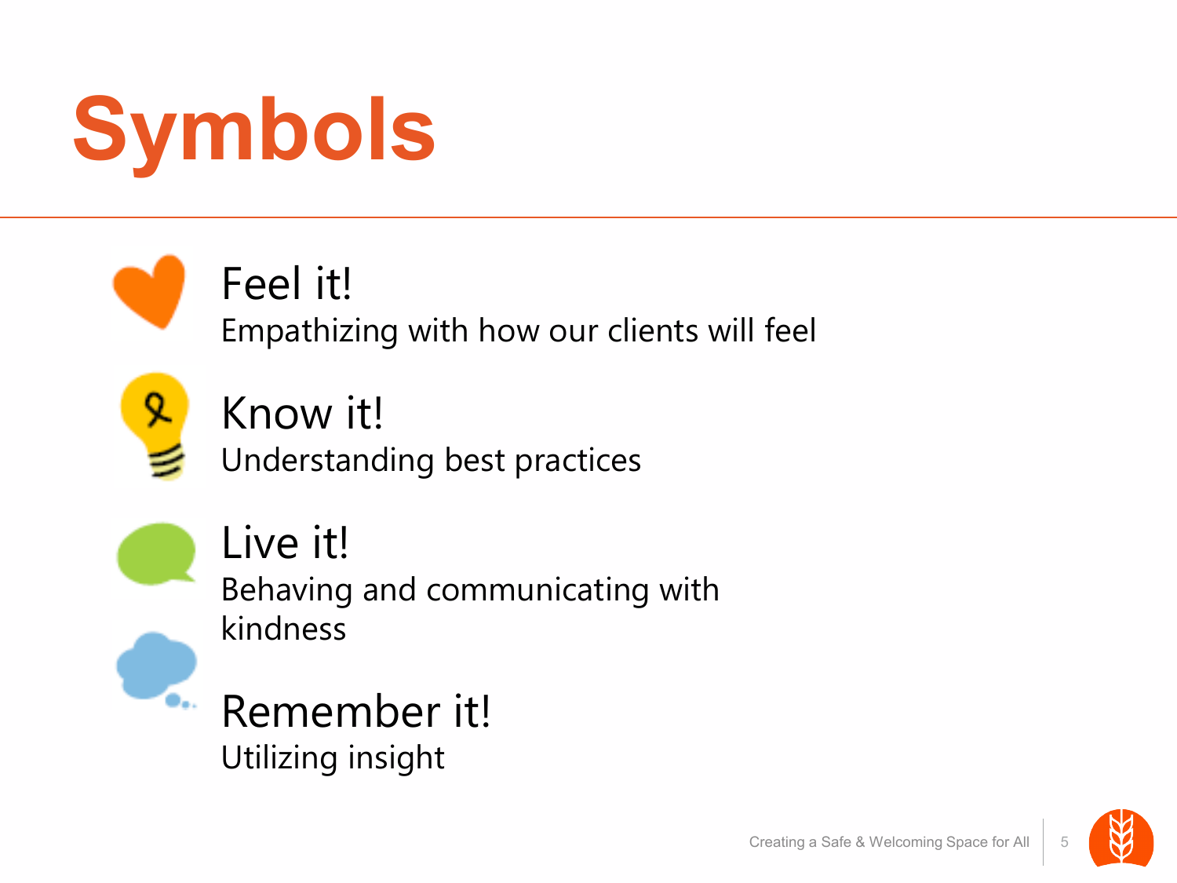# Symbols

**Feel it!**
Empathizing with how our clients will feel

**Know it!**
Understanding best practices

**Live it!**
Behaving and communicating with kindness

**Remember it!**
Utilizing insight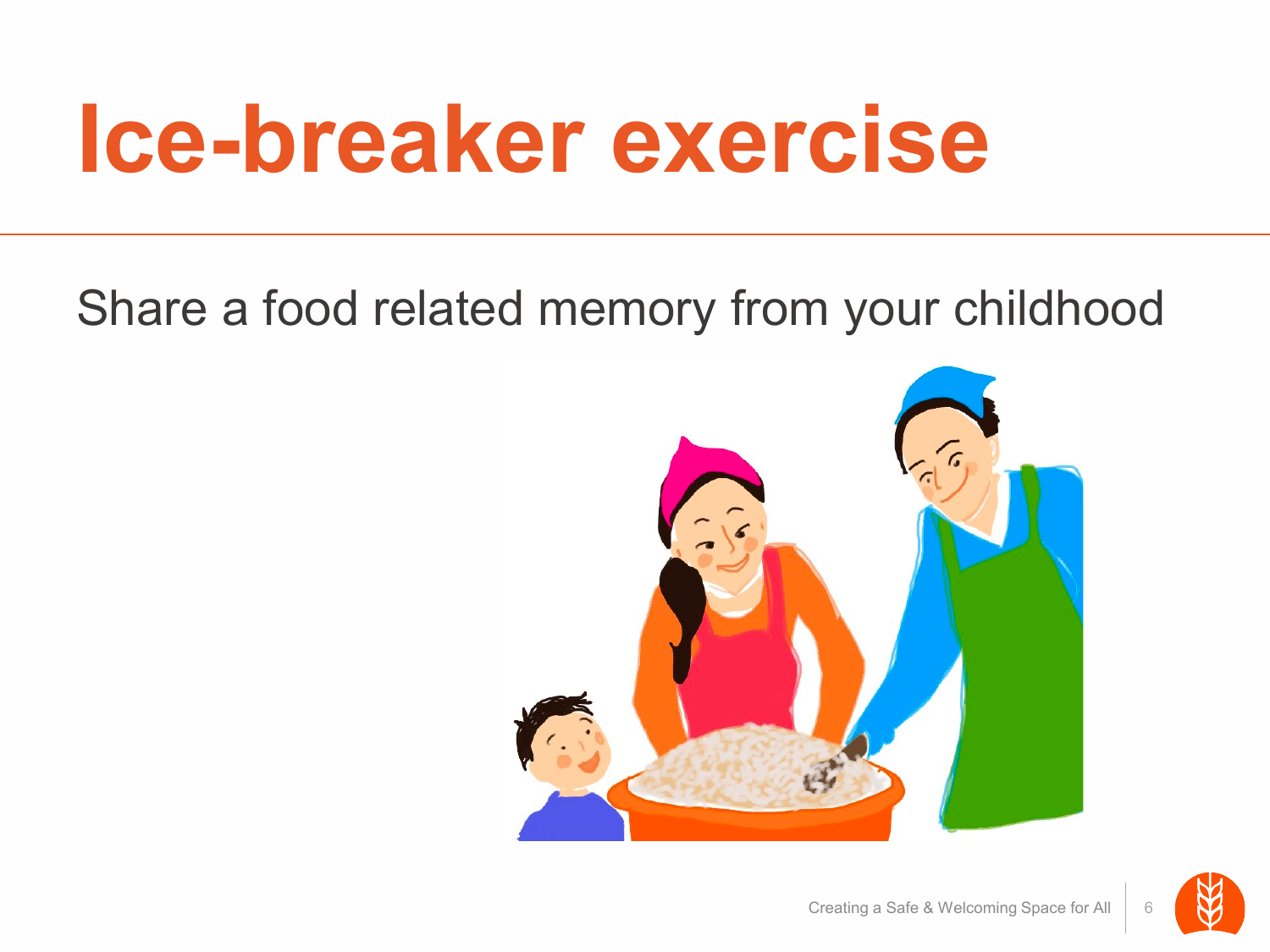# Ice-breaker exercise

Share a food related memory from your childhood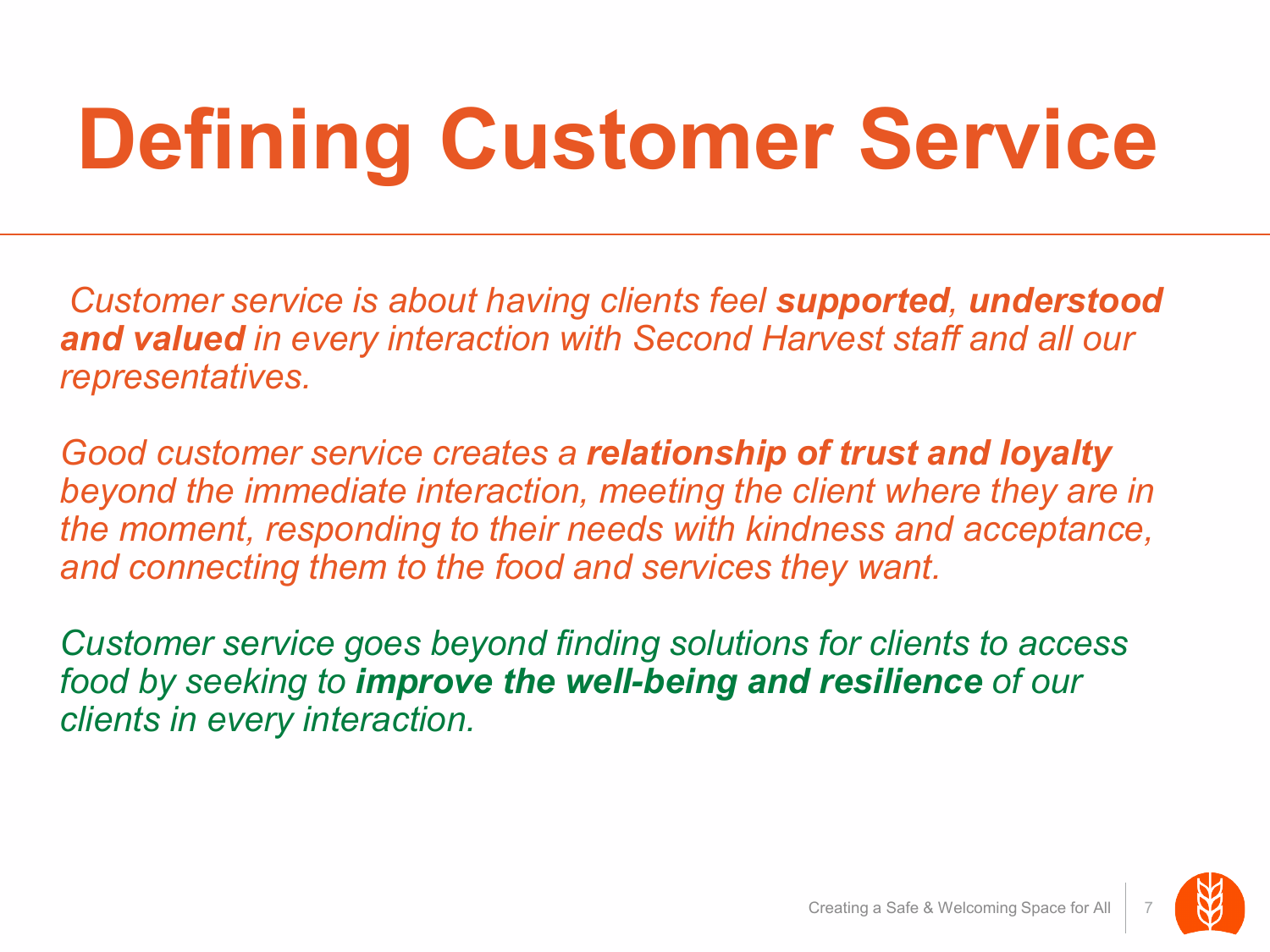# Defining Customer Service

*Customer service is about having clients feel **supported**, **understood and valued** in every interaction with Second Harvest staff and all our representatives.*

*Good customer service creates a **relationship of trust and loyalty** beyond the immediate interaction, meeting the client where they are in the moment, responding to their needs with kindness and acceptance, and connecting them to the food and services they want.*

*Customer service goes beyond finding solutions for clients to access food by seeking to **improve the well-being and resilience** of our clients in every interaction.*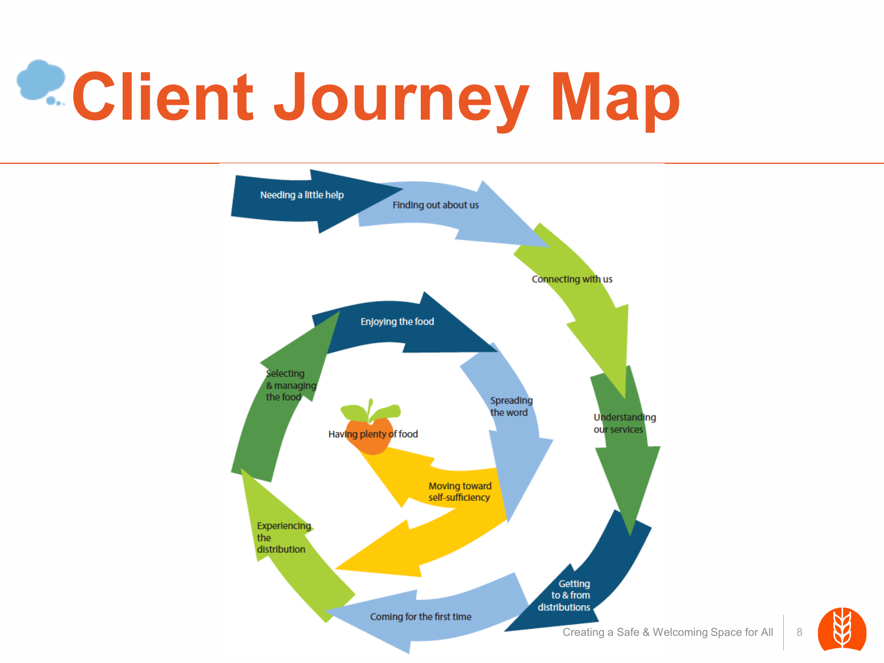# Client Journey Map

- Needing a little help
- Finding out about us
- Connecting with us
- Understanding our services
- Getting to & from distributions
- Coming for the first time
- Experiencing the distribution
- Selecting & managing the food
- Enjoying the food
- Spreading the word
- Moving toward self-sufficiency
- Having plenty of food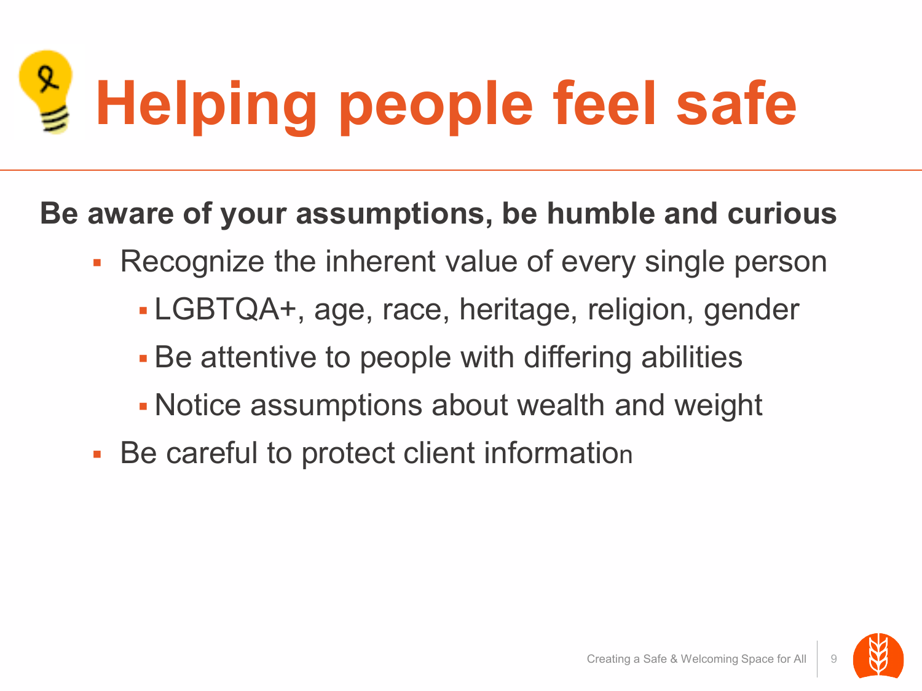# Helping people feel safe

**Be aware of your assumptions, be humble and curious**

- Recognize the inherent value of every single person
  - LGBTQA+, age, race, heritage, religion, gender
  - Be attentive to people with differing abilities
  - Notice assumptions about wealth and weight
- Be careful to protect client information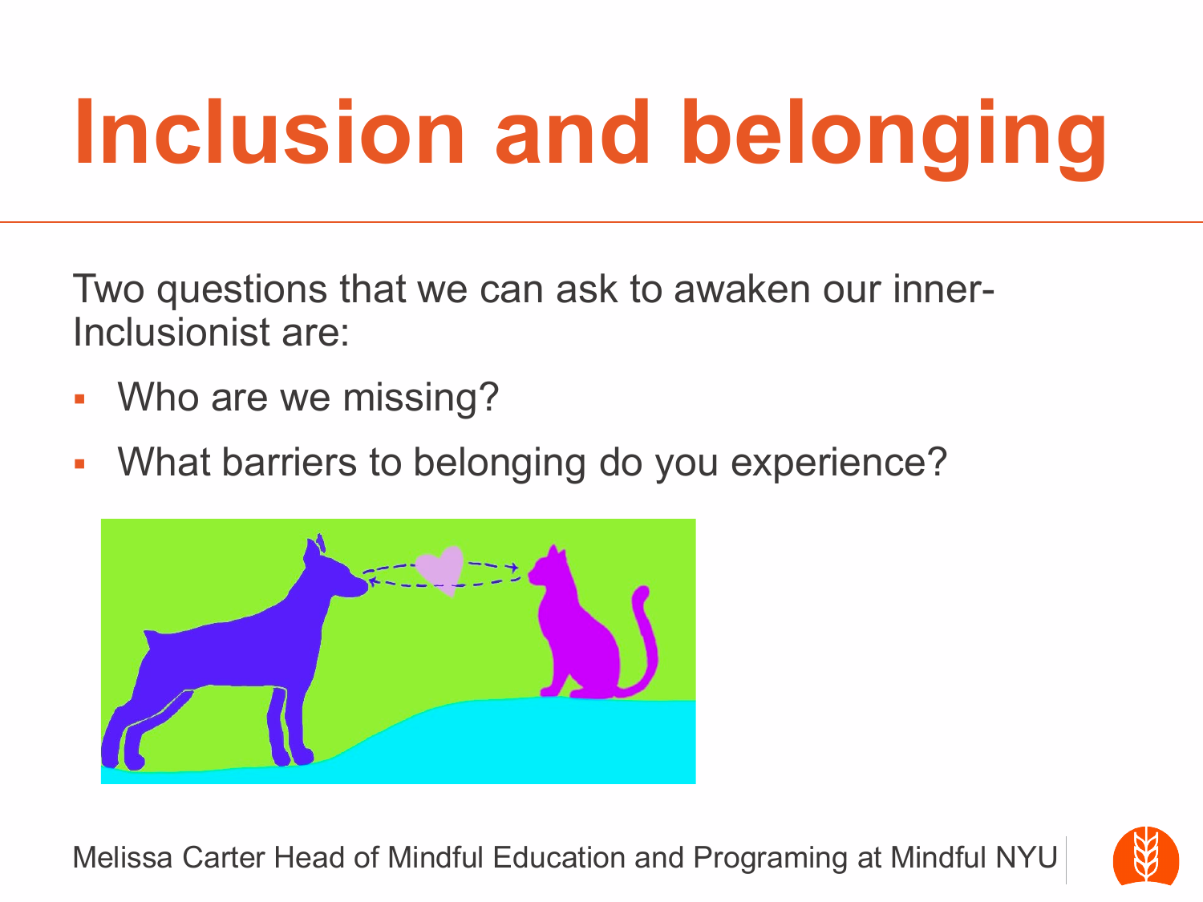# Inclusion and belonging

Two questions that we can ask to awaken our inner-Inclusionist are:

- Who are we missing?
- What barriers to belonging do you experience?

Melissa Carter Head of Mindful Education and Programing at Mindful NYU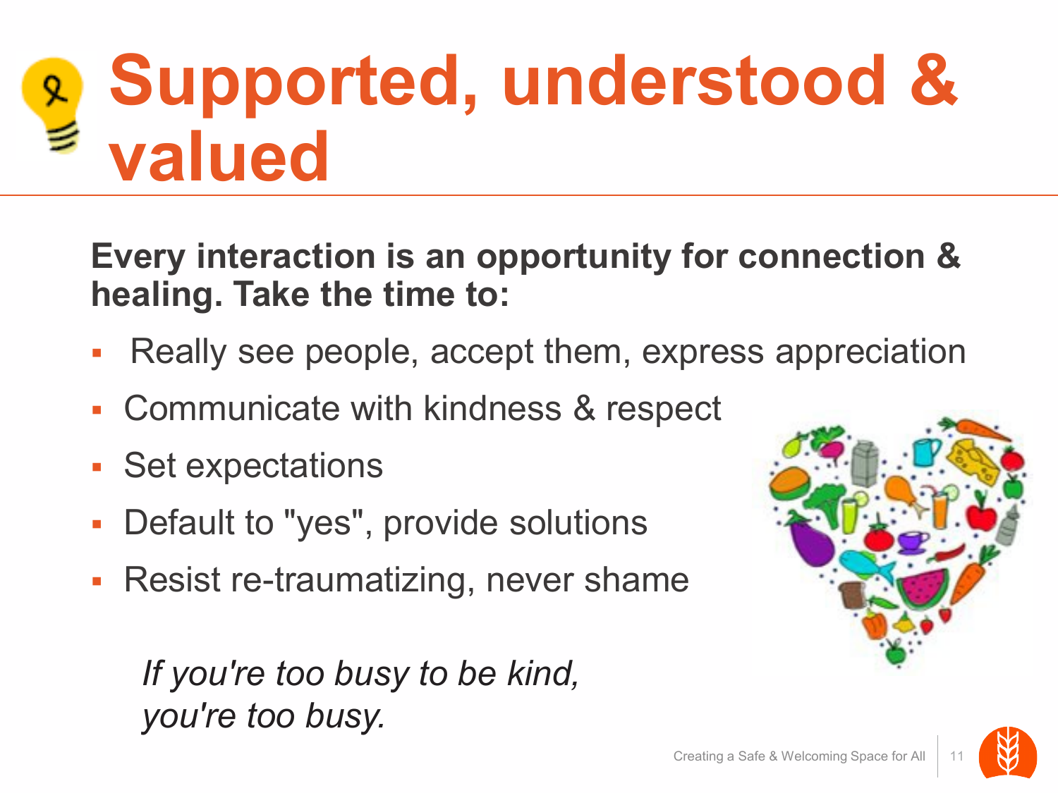# Supported, understood & valued

**Every interaction is an opportunity for connection & healing. Take the time to:**

- Really see people, accept them, express appreciation
- Communicate with kindness & respect
- Set expectations
- Default to "yes", provide solutions
- Resist re-traumatizing, never shame

*If you're too busy to be kind, you're too busy.*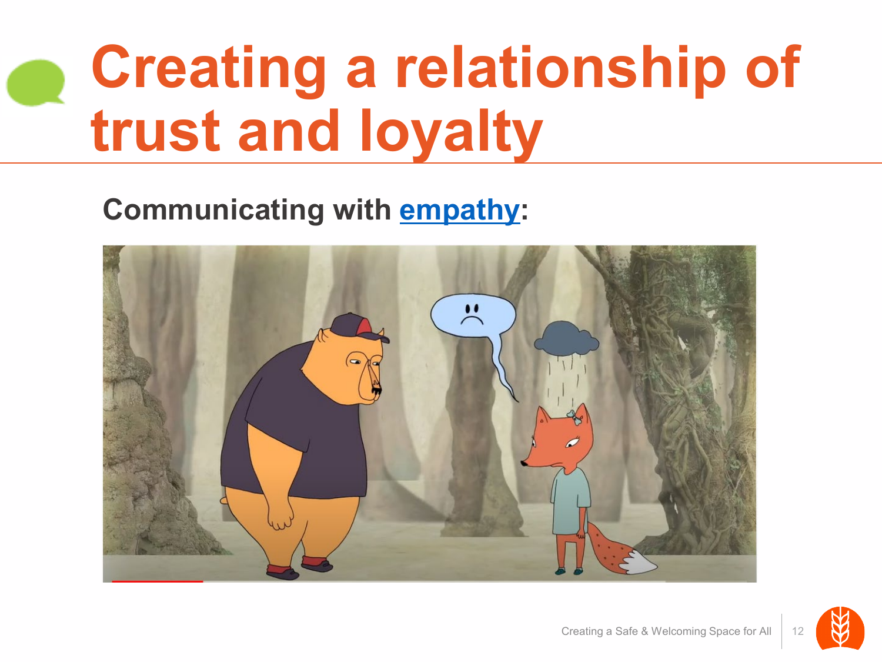# Creating a relationship of trust and loyalty

**Communicating with empathy:**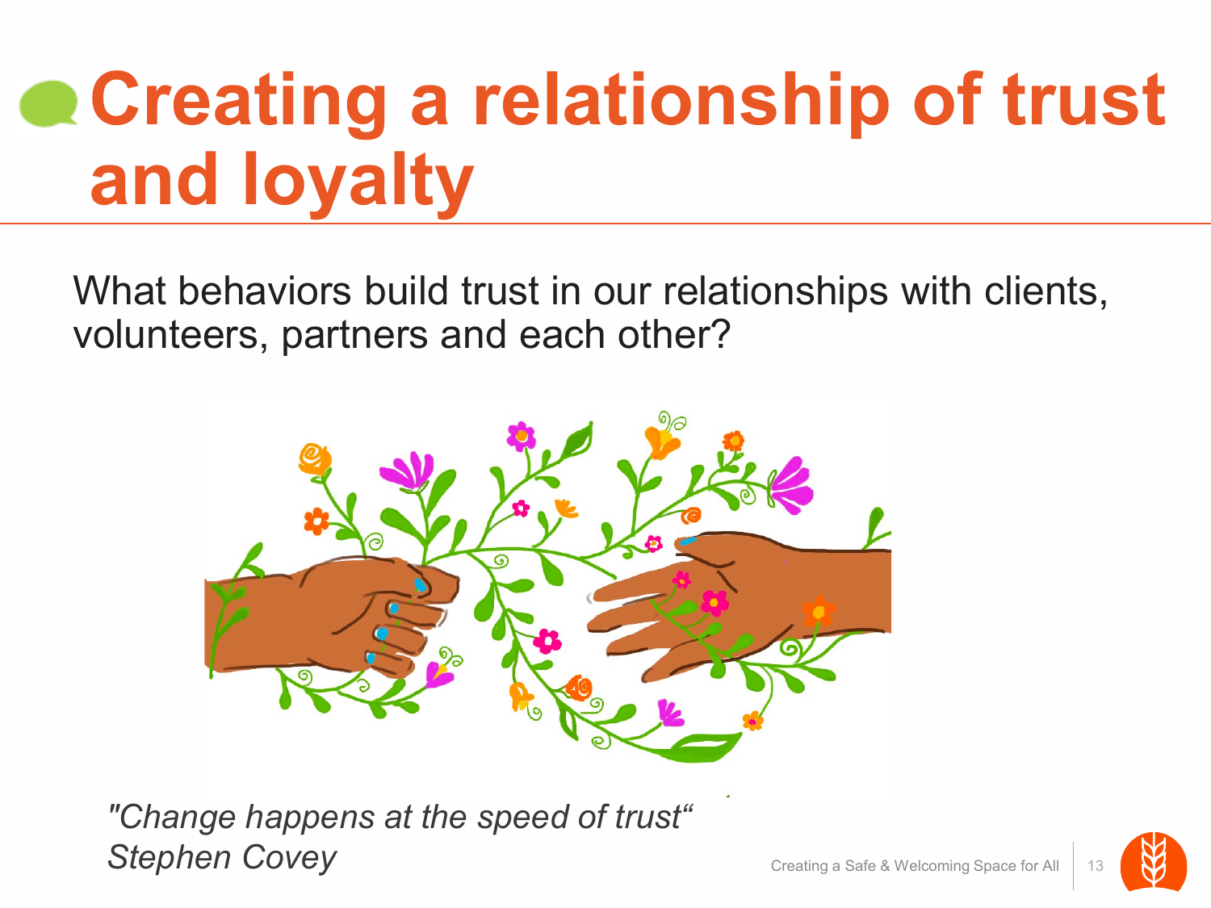# Creating a relationship of trust and loyalty

What behaviors build trust in our relationships with clients, volunteers, partners and each other?

*"Change happens at the speed of trust"*
*Stephen Covey*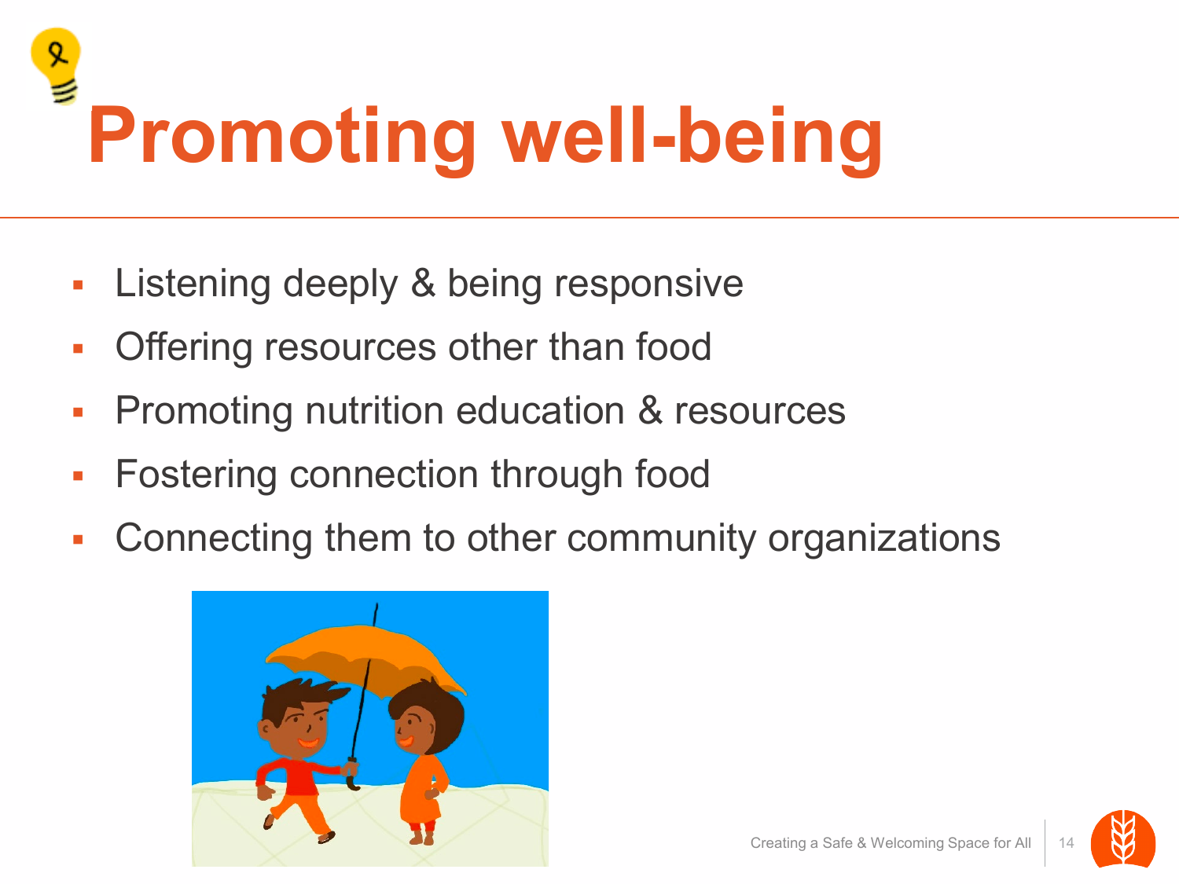# Promoting well-being

- Listening deeply & being responsive
- Offering resources other than food
- Promoting nutrition education & resources
- Fostering connection through food
- Connecting them to other community organizations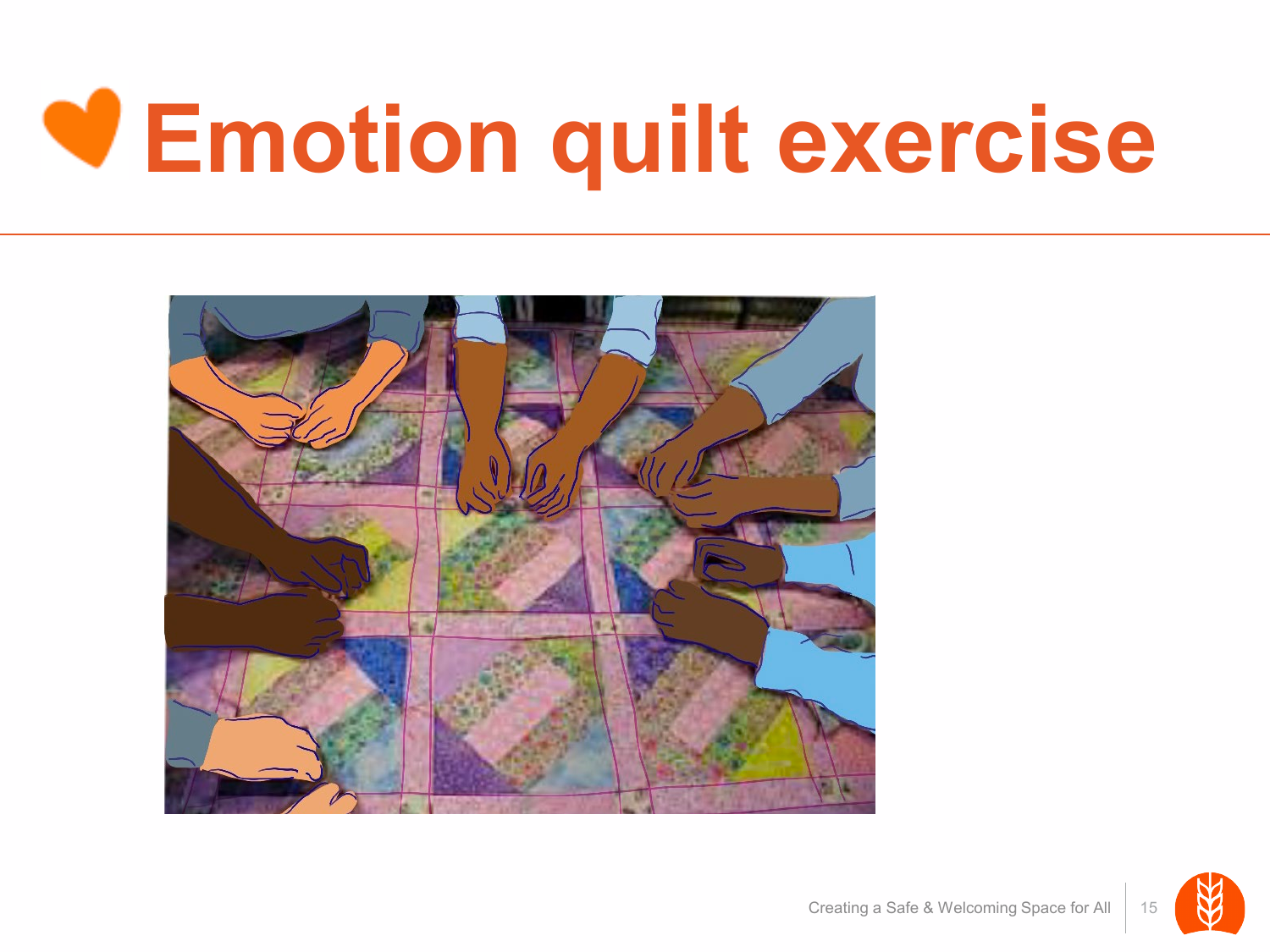# Emotion quilt exercise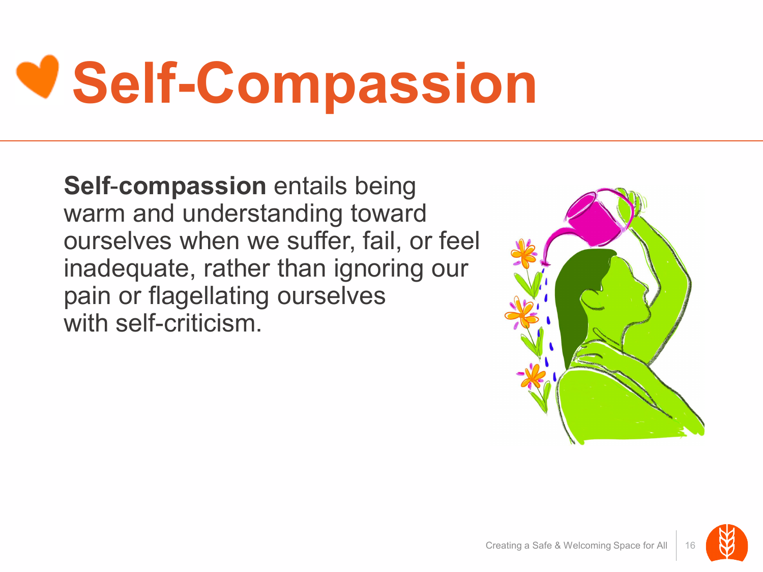# Self-Compassion

**Self-compassion** entails being warm and understanding toward ourselves when we suffer, fail, or feel inadequate, rather than ignoring our pain or flagellating ourselves with self-criticism.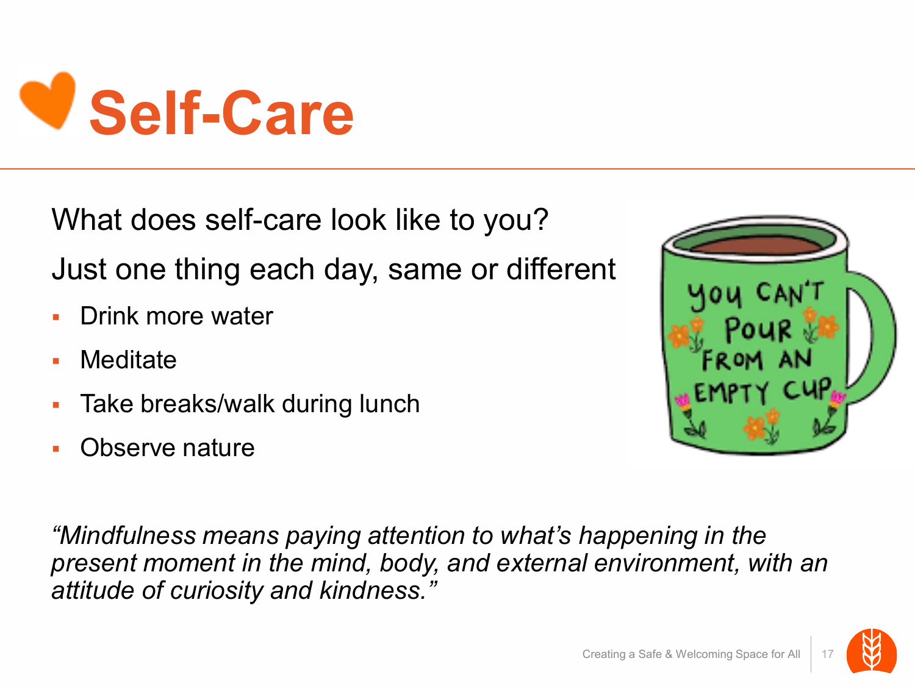# Self-Care

What does self-care look like to you?

Just one thing each day, same or different

- Drink more water
- Meditate
- Take breaks/walk during lunch
- Observe nature

*"Mindfulness means paying attention to what's happening in the present moment in the mind, body, and external environment, with an attitude of curiosity and kindness."*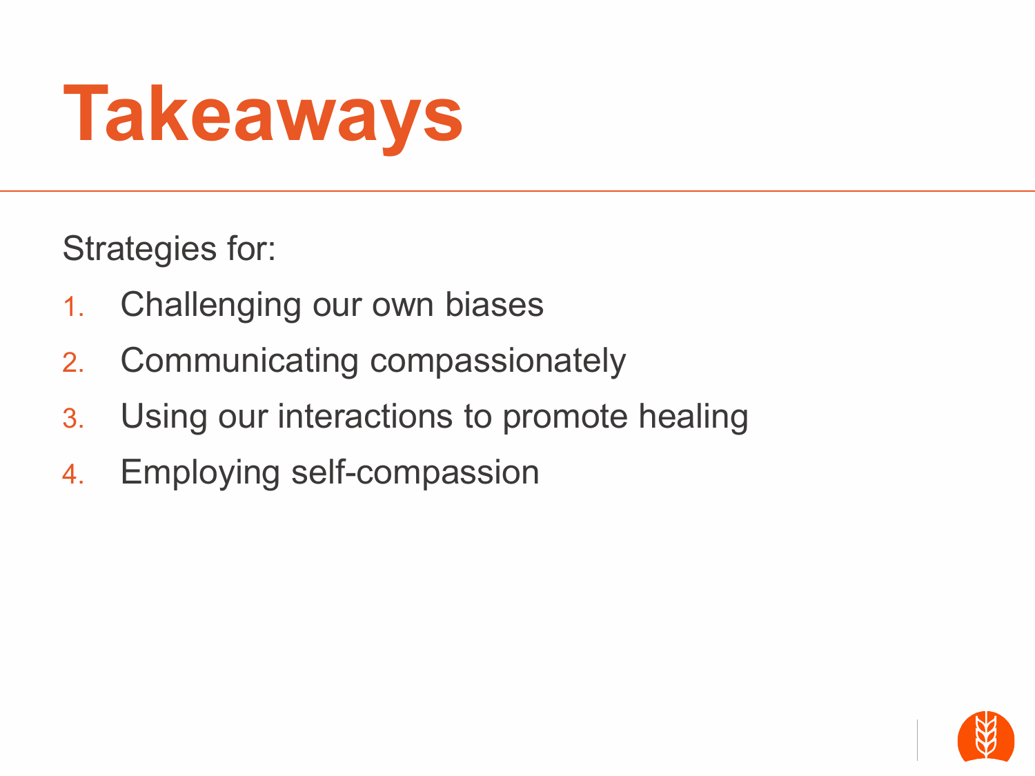# Takeaways

Strategies for:

1. Challenging our own biases
2. Communicating compassionately
3. Using our interactions to promote healing
4. Employing self-compassion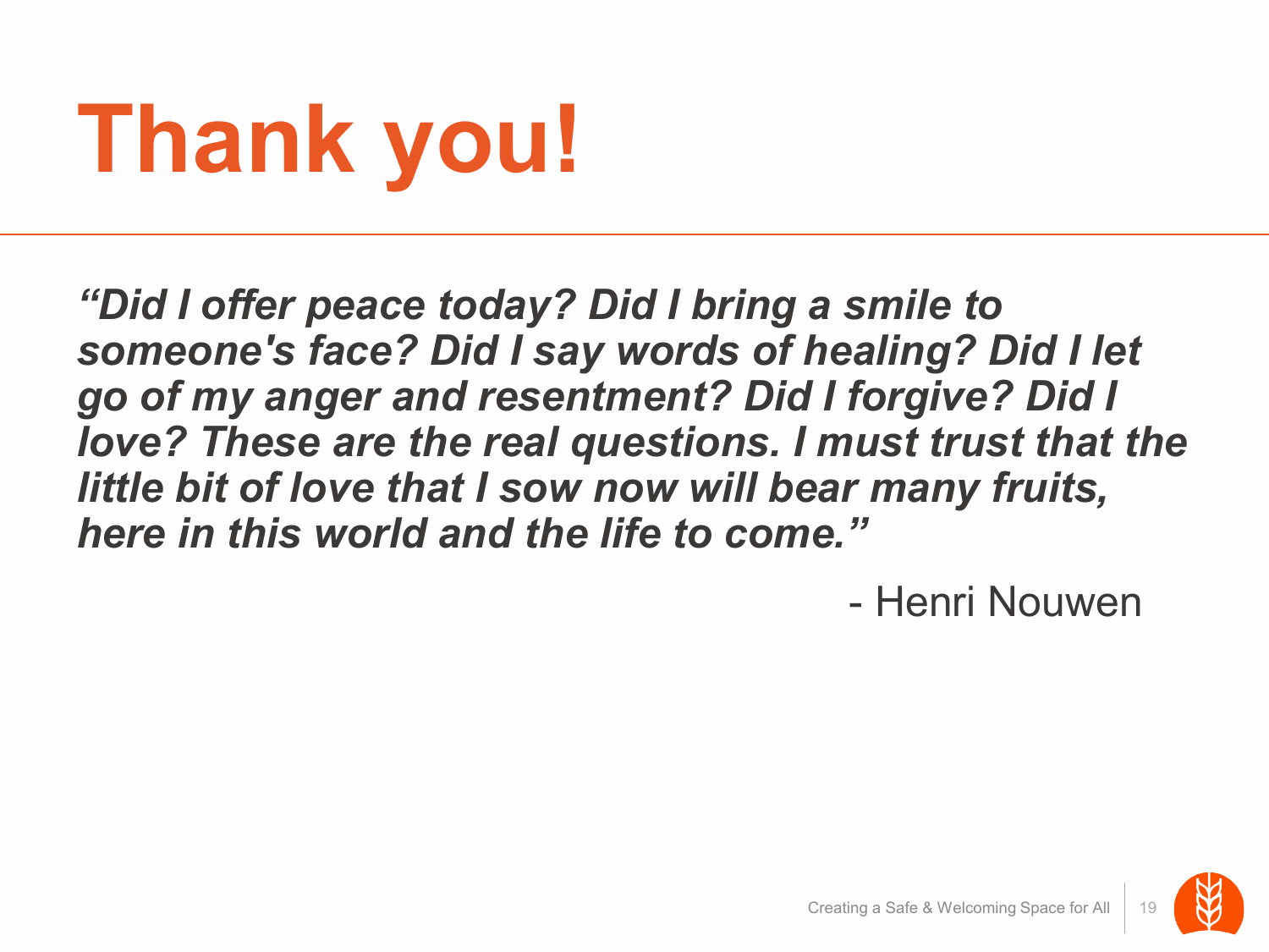# Thank you!

***"Did I offer peace today? Did I bring a smile to someone's face? Did I say words of healing? Did I let go of my anger and resentment? Did I forgive? Did I love? These are the real questions. I must trust that the little bit of love that I sow now will bear many fruits, here in this world and the life to come."***

- Henri Nouwen